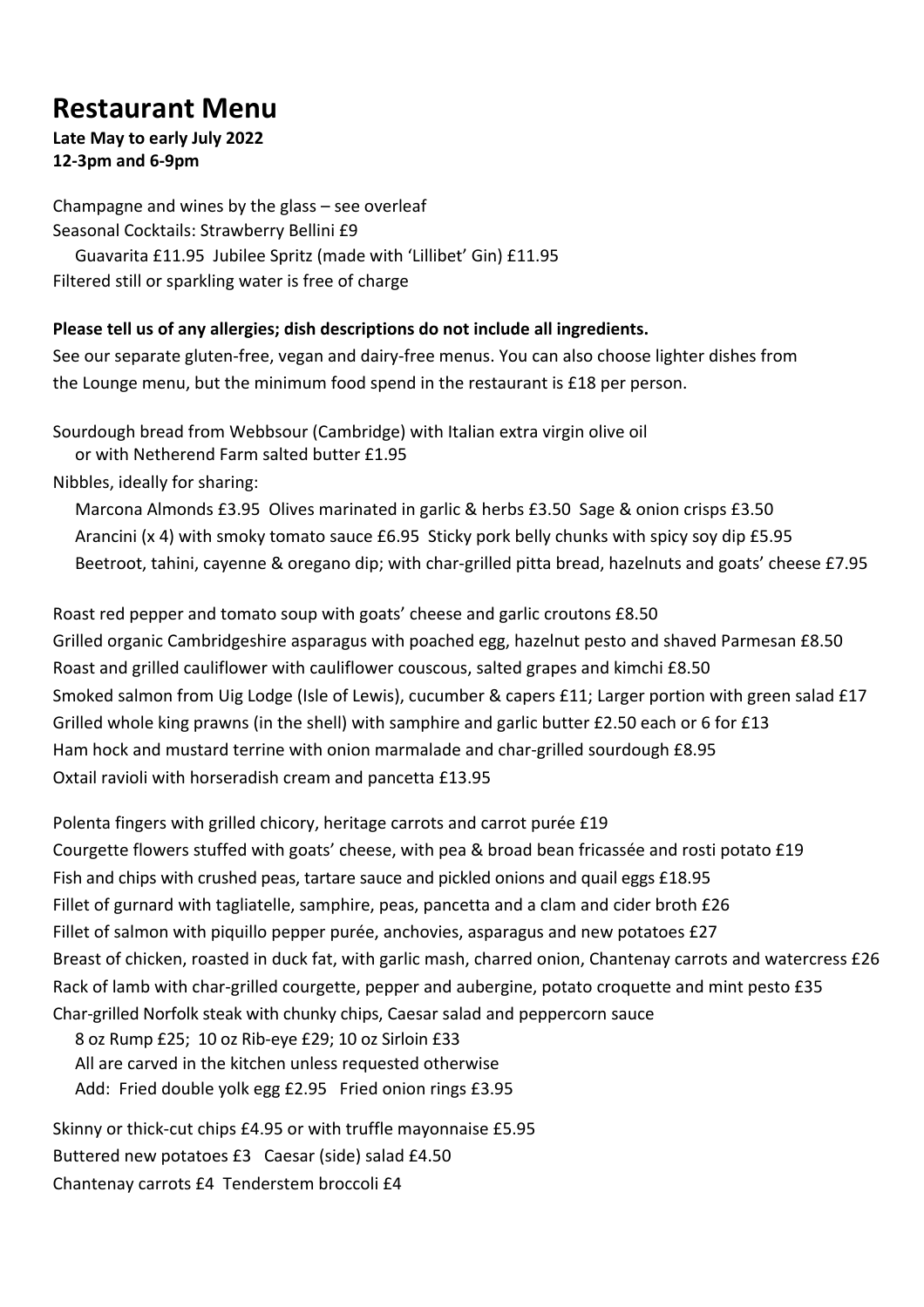# Restaurant Menu

**Late May to early July 2022**
**12-3pm and 6-9pm**

Champagne and wines by the glass – see overleaf
Seasonal Cocktails: Strawberry Bellini £9
Guavarita £11.95 Jubilee Spritz (made with 'Lillibet' Gin) £11.95
Filtered still or sparkling water is free of charge

**Please tell us of any allergies; dish descriptions do not include all ingredients.**
See our separate gluten-free, vegan and dairy-free menus. You can also choose lighter dishes from the Lounge menu, but the minimum food spend in the restaurant is £18 per person.

Sourdough bread from Webbsour (Cambridge) with Italian extra virgin olive oil
or with Netherend Farm salted butter £1.95
Nibbles, ideally for sharing:
Marcona Almonds £3.95 Olives marinated in garlic & herbs £3.50 Sage & onion crisps £3.50
Arancini (x 4) with smoky tomato sauce £6.95 Sticky pork belly chunks with spicy soy dip £5.95
Beetroot, tahini, cayenne & oregano dip; with char-grilled pitta bread, hazelnuts and goats' cheese £7.95

Roast red pepper and tomato soup with goats' cheese and garlic croutons £8.50
Grilled organic Cambridgeshire asparagus with poached egg, hazelnut pesto and shaved Parmesan £8.50
Roast and grilled cauliflower with cauliflower couscous, salted grapes and kimchi £8.50
Smoked salmon from Uig Lodge (Isle of Lewis), cucumber & capers £11; Larger portion with green salad £17
Grilled whole king prawns (in the shell) with samphire and garlic butter £2.50 each or 6 for £13
Ham hock and mustard terrine with onion marmalade and char-grilled sourdough £8.95
Oxtail ravioli with horseradish cream and pancetta £13.95

Polenta fingers with grilled chicory, heritage carrots and carrot purée £19
Courgette flowers stuffed with goats' cheese, with pea & broad bean fricassée and rosti potato £19
Fish and chips with crushed peas, tartare sauce and pickled onions and quail eggs £18.95
Fillet of gurnard with tagliatelle, samphire, peas, pancetta and a clam and cider broth £26
Fillet of salmon with piquillo pepper purée, anchovies, asparagus and new potatoes £27
Breast of chicken, roasted in duck fat, with garlic mash, charred onion, Chantenay carrots and watercress £26
Rack of lamb with char-grilled courgette, pepper and aubergine, potato croquette and mint pesto £35
Char-grilled Norfolk steak with chunky chips, Caesar salad and peppercorn sauce
8 oz Rump £25; 10 oz Rib-eye £29; 10 oz Sirloin £33
All are carved in the kitchen unless requested otherwise
Add: Fried double yolk egg £2.95 Fried onion rings £3.95

Skinny or thick-cut chips £4.95 or with truffle mayonnaise £5.95
Buttered new potatoes £3 Caesar (side) salad £4.50
Chantenay carrots £4 Tenderstem broccoli £4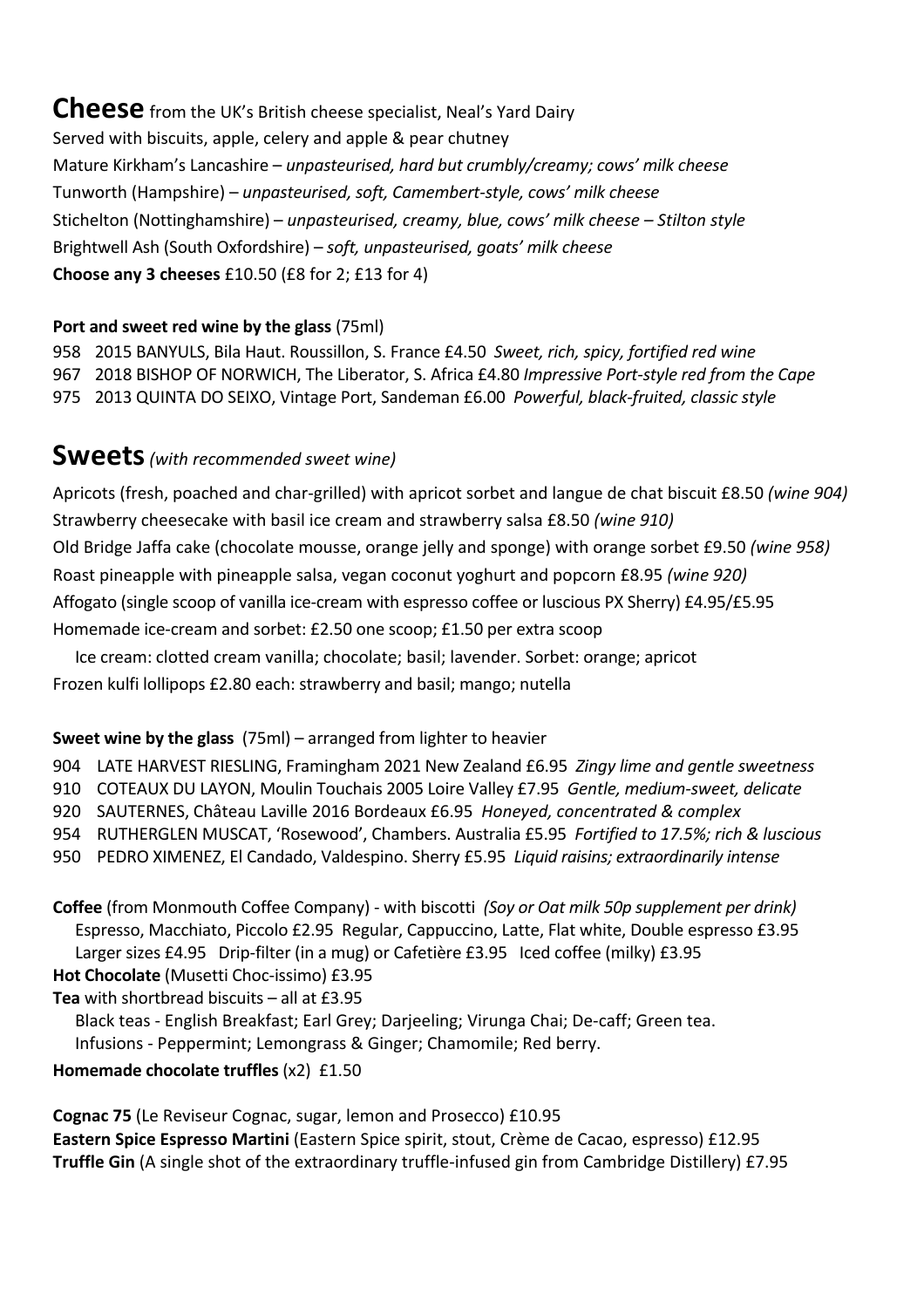## **Cheese** from the UK's British cheese specialist, Neal's Yard Dairy

Served with biscuits, apple, celery and apple & pear chutney

Mature Kirkham's Lancashire – *unpasteurised, hard but crumbly/creamy; cows' milk cheese*

Tunworth (Hampshire) – *unpasteurised, soft, Camembert-style, cows' milk cheese*

Stichelton (Nottinghamshire) – *unpasteurised, creamy, blue, cows' milk cheese – Stilton style*

Brightwell Ash (South Oxfordshire) – *soft, unpasteurised, goats' milk cheese*

**Choose any 3 cheeses** £10.50 (£8 for 2; £13 for 4)

**Port and sweet red wine by the glass** (75ml)

958 2015 BANYULS, Bila Haut. Roussillon, S. France £4.50 *Sweet, rich, spicy, fortified red wine*

967 2018 BISHOP OF NORWICH, The Liberator, S. Africa £4.80 *Impressive Port-style red from the Cape*

975 2013 QUINTA DO SEIXO, Vintage Port, Sandeman £6.00 *Powerful, black-fruited, classic style*

## **Sweets** *(with recommended sweet wine)*

Apricots (fresh, poached and char-grilled) with apricot sorbet and langue de chat biscuit £8.50 *(wine 904)*

Strawberry cheesecake with basil ice cream and strawberry salsa £8.50 *(wine 910)*

Old Bridge Jaffa cake (chocolate mousse, orange jelly and sponge) with orange sorbet £9.50 *(wine 958)*

Roast pineapple with pineapple salsa, vegan coconut yoghurt and popcorn £8.95 *(wine 920)*

Affogato (single scoop of vanilla ice-cream with espresso coffee or luscious PX Sherry) £4.95/£5.95

Homemade ice-cream and sorbet: £2.50 one scoop; £1.50 per extra scoop

Ice cream: clotted cream vanilla; chocolate; basil; lavender. Sorbet: orange; apricot

Frozen kulfi lollipops £2.80 each: strawberry and basil; mango; nutella

**Sweet wine by the glass** (75ml) – arranged from lighter to heavier

904 LATE HARVEST RIESLING, Framingham 2021 New Zealand £6.95 *Zingy lime and gentle sweetness*

910 COTEAUX DU LAYON, Moulin Touchais 2005 Loire Valley £7.95 *Gentle, medium-sweet, delicate*

920 SAUTERNES, Château Laville 2016 Bordeaux £6.95 *Honeyed, concentrated & complex*

954 RUTHERGLEN MUSCAT, 'Rosewood', Chambers. Australia £5.95 *Fortified to 17.5%; rich & luscious*

950 PEDRO XIMENEZ, El Candado, Valdespino. Sherry £5.95 *Liquid raisins; extraordinarily intense*

**Coffee** (from Monmouth Coffee Company) - with biscotti *(Soy or Oat milk 50p supplement per drink)*

Espresso, Macchiato, Piccolo £2.95 Regular, Cappuccino, Latte, Flat white, Double espresso £3.95

Larger sizes £4.95 Drip-filter (in a mug) or Cafetière £3.95 Iced coffee (milky) £3.95

**Hot Chocolate** (Musetti Choc-issimo) £3.95

**Tea** with shortbread biscuits – all at £3.95

Black teas - English Breakfast; Earl Grey; Darjeeling; Virunga Chai; De-caff; Green tea.

Infusions - Peppermint; Lemongrass & Ginger; Chamomile; Red berry.

**Homemade chocolate truffles** (x2) £1.50

**Cognac 75** (Le Reviseur Cognac, sugar, lemon and Prosecco) £10.95

**Eastern Spice Espresso Martini** (Eastern Spice spirit, stout, Crème de Cacao, espresso) £12.95

**Truffle Gin** (A single shot of the extraordinary truffle-infused gin from Cambridge Distillery) £7.95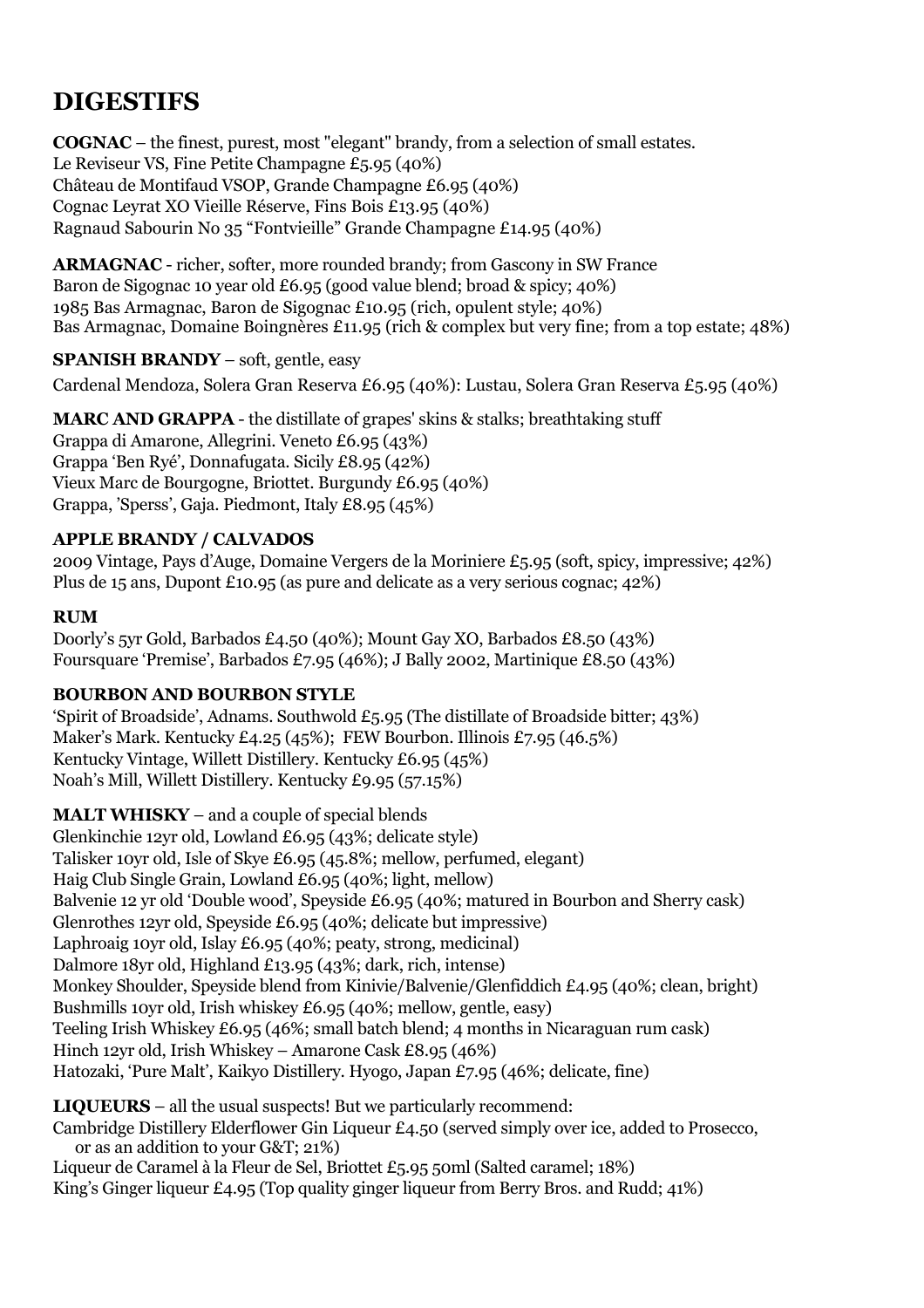# DIGESTIFS

**COGNAC** – the finest, purest, most "elegant" brandy, from a selection of small estates.
Le Reviseur VS, Fine Petite Champagne £5.95 (40%)
Château de Montifaud VSOP, Grande Champagne £6.95 (40%)
Cognac Leyrat XO Vieille Réserve, Fins Bois £13.95 (40%)
Ragnaud Sabourin No 35 "Fontvieille" Grande Champagne £14.95 (40%)

**ARMAGNAC** - richer, softer, more rounded brandy; from Gascony in SW France
Baron de Sigognac 10 year old £6.95 (good value blend; broad & spicy; 40%)
1985 Bas Armagnac, Baron de Sigognac £10.95 (rich, opulent style; 40%)
Bas Armagnac, Domaine Boingnères £11.95 (rich & complex but very fine; from a top estate; 48%)

**SPANISH BRANDY** – soft, gentle, easy
Cardenal Mendoza, Solera Gran Reserva £6.95 (40%): Lustau, Solera Gran Reserva £5.95 (40%)

**MARC AND GRAPPA** - the distillate of grapes' skins & stalks; breathtaking stuff
Grappa di Amarone, Allegrini. Veneto £6.95 (43%)
Grappa 'Ben Ryé', Donnafugata. Sicily £8.95 (42%)
Vieux Marc de Bourgogne, Briottet. Burgundy £6.95 (40%)
Grappa, 'Sperss', Gaja. Piedmont, Italy £8.95 (45%)

**APPLE BRANDY / CALVADOS**
2009 Vintage, Pays d'Auge, Domaine Vergers de la Moriniere £5.95 (soft, spicy, impressive; 42%)
Plus de 15 ans, Dupont £10.95 (as pure and delicate as a very serious cognac; 42%)

**RUM**
Doorly's 5yr Gold, Barbados £4.50 (40%); Mount Gay XO, Barbados £8.50 (43%)
Foursquare 'Premise', Barbados £7.95 (46%); J Bally 2002, Martinique £8.50 (43%)

**BOURBON AND BOURBON STYLE**
'Spirit of Broadside', Adnams. Southwold £5.95 (The distillate of Broadside bitter; 43%)
Maker's Mark. Kentucky £4.25 (45%); FEW Bourbon. Illinois £7.95 (46.5%)
Kentucky Vintage, Willett Distillery. Kentucky £6.95 (45%)
Noah's Mill, Willett Distillery. Kentucky £9.95 (57.15%)

**MALT WHISKY** – and a couple of special blends
Glenkinchie 12yr old, Lowland £6.95 (43%; delicate style)
Talisker 10yr old, Isle of Skye £6.95 (45.8%; mellow, perfumed, elegant)
Haig Club Single Grain, Lowland £6.95 (40%; light, mellow)
Balvenie 12 yr old 'Double wood', Speyside £6.95 (40%; matured in Bourbon and Sherry cask)
Glenrothes 12yr old, Speyside £6.95 (40%; delicate but impressive)
Laphroaig 10yr old, Islay £6.95 (40%; peaty, strong, medicinal)
Dalmore 18yr old, Highland £13.95 (43%; dark, rich, intense)
Monkey Shoulder, Speyside blend from Kinivie/Balvenie/Glenfiddich £4.95 (40%; clean, bright)
Bushmills 10yr old, Irish whiskey £6.95 (40%; mellow, gentle, easy)
Teeling Irish Whiskey £6.95 (46%; small batch blend; 4 months in Nicaraguan rum cask)
Hinch 12yr old, Irish Whiskey – Amarone Cask £8.95 (46%)
Hatozaki, 'Pure Malt', Kaikyo Distillery. Hyogo, Japan £7.95 (46%; delicate, fine)

**LIQUEURS** – all the usual suspects! But we particularly recommend:
Cambridge Distillery Elderflower Gin Liqueur £4.50 (served simply over ice, added to Prosecco, or as an addition to your G&T; 21%)
Liqueur de Caramel à la Fleur de Sel, Briottet £5.95 50ml (Salted caramel; 18%)
King's Ginger liqueur £4.95 (Top quality ginger liqueur from Berry Bros. and Rudd; 41%)